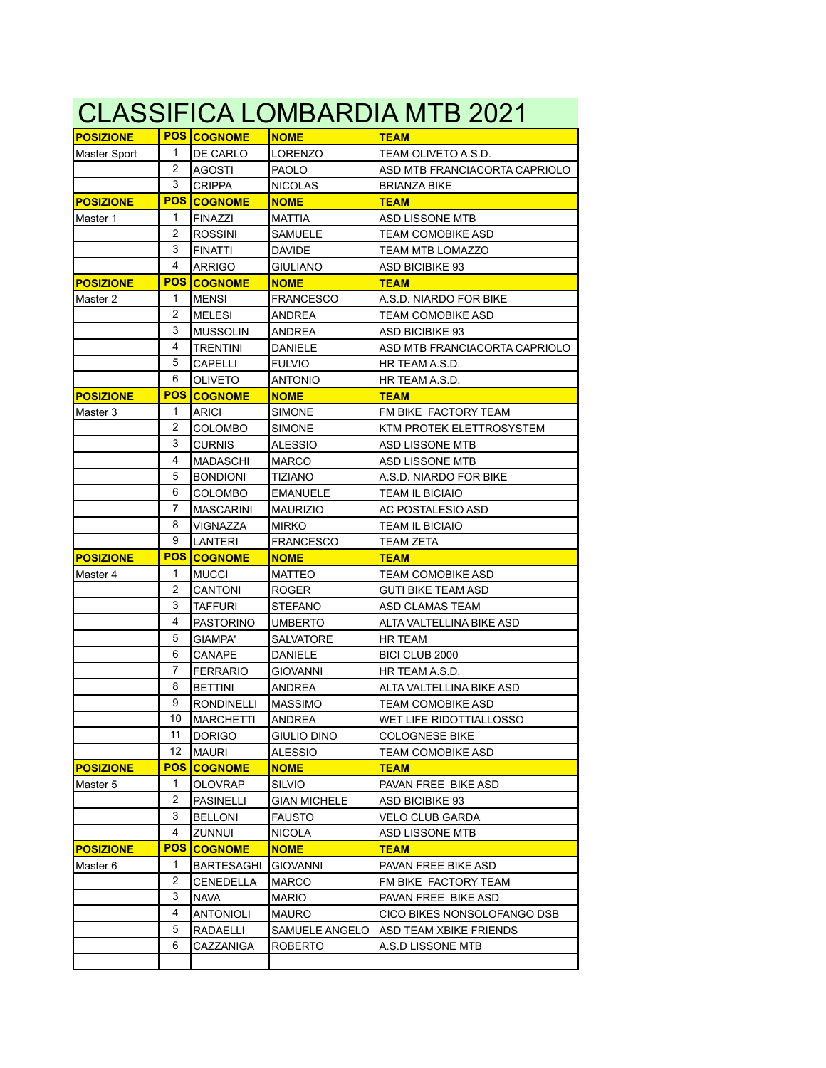# CLASSIFICA LOMBARDIA MTB 2021

| POSIZIONE | POS | COGNOME | NOME | TEAM |
|---|---|---|---|---|
| Master Sport | 1 | DE CARLO | LORENZO | TEAM OLIVETO A.S.D. |
| | 2 | AGOSTI | PAOLO | ASD MTB FRANCIACORTA CAPRIOLO |
| | 3 | CRIPPA | NICOLAS | BRIANZA BIKE |
| **POSIZIONE** | **POS** | **COGNOME** | **NOME** | **TEAM** |
| Master 1 | 1 | FINAZZI | MATTIA | ASD LISSONE MTB |
| | 2 | ROSSINI | SAMUELE | TEAM COMOBIKE ASD |
| | 3 | FINATTI | DAVIDE | TEAM MTB LOMAZZO |
| | 4 | ARRIGO | GIULIANO | ASD BICIBIKE 93 |
| **POSIZIONE** | **POS** | **COGNOME** | **NOME** | **TEAM** |
| Master 2 | 1 | MENSI | FRANCESCO | A.S.D. NIARDO FOR BIKE |
| | 2 | MELESI | ANDREA | TEAM COMOBIKE ASD |
| | 3 | MUSSOLIN | ANDREA | ASD BICIBIKE 93 |
| | 4 | TRENTINI | DANIELE | ASD MTB FRANCIACORTA CAPRIOLO |
| | 5 | CAPELLI | FULVIO | HR TEAM A.S.D. |
| | 6 | OLIVETO | ANTONIO | HR TEAM A.S.D. |
| **POSIZIONE** | **POS** | **COGNOME** | **NOME** | **TEAM** |
| Master 3 | 1 | ARICI | SIMONE | FM BIKE FACTORY TEAM |
| | 2 | COLOMBO | SIMONE | KTM PROTEK ELETTROSYSTEM |
| | 3 | CURNIS | ALESSIO | ASD LISSONE MTB |
| | 4 | MADASCHI | MARCO | ASD LISSONE MTB |
| | 5 | BONDIONI | TIZIANO | A.S.D. NIARDO FOR BIKE |
| | 6 | COLOMBO | EMANUELE | TEAM IL BICIAIO |
| | 7 | MASCARINI | MAURIZIO | AC POSTALESIO ASD |
| | 8 | VIGNAZZA | MIRKO | TEAM IL BICIAIO |
| | 9 | LANTERI | FRANCESCO | TEAM ZETA |
| **POSIZIONE** | **POS** | **COGNOME** | **NOME** | **TEAM** |
| Master 4 | 1 | MUCCI | MATTEO | TEAM COMOBIKE ASD |
| | 2 | CANTONI | ROGER | GUTI BIKE TEAM ASD |
| | 3 | TAFFURI | STEFANO | ASD CLAMAS TEAM |
| | 4 | PASTORINO | UMBERTO | ALTA VALTELLINA BIKE ASD |
| | 5 | GIAMPA' | SALVATORE | HR TEAM |
| | 6 | CANAPE | DANIELE | BICI CLUB 2000 |
| | 7 | FERRARIO | GIOVANNI | HR TEAM A.S.D. |
| | 8 | BETTINI | ANDREA | ALTA VALTELLINA BIKE ASD |
| | 9 | RONDINELLI | MASSIMO | TEAM COMOBIKE ASD |
| | 10 | MARCHETTI | ANDREA | WET LIFE RIDOTTIALLOSSO |
| | 11 | DORIGO | GIULIO DINO | COLOGNESE BIKE |
| | 12 | MAURI | ALESSIO | TEAM COMOBIKE ASD |
| **POSIZIONE** | **POS** | **COGNOME** | **NOME** | **TEAM** |
| Master 5 | 1 | OLOVRAP | SILVIO | PAVAN FREE BIKE ASD |
| | 2 | PASINELLI | GIAN MICHELE | ASD BICIBIKE 93 |
| | 3 | BELLONI | FAUSTO | VELO CLUB GARDA |
| | 4 | ZUNNUI | NICOLA | ASD LISSONE MTB |
| **POSIZIONE** | **POS** | **COGNOME** | **NOME** | **TEAM** |
| Master 6 | 1 | BARTESAGHI | GIOVANNI | PAVAN FREE BIKE ASD |
| | 2 | CENEDELLA | MARCO | FM BIKE FACTORY TEAM |
| | 3 | NAVA | MARIO | PAVAN FREE BIKE ASD |
| | 4 | ANTONIOLI | MAURO | CICO BIKES NONSOLOFANGO DSB |
| | 5 | RADAELLI | SAMUELE ANGELO | ASD TEAM XBIKE FRIENDS |
| | 6 | CAZZANIGA | ROBERTO | A.S.D LISSONE MTB |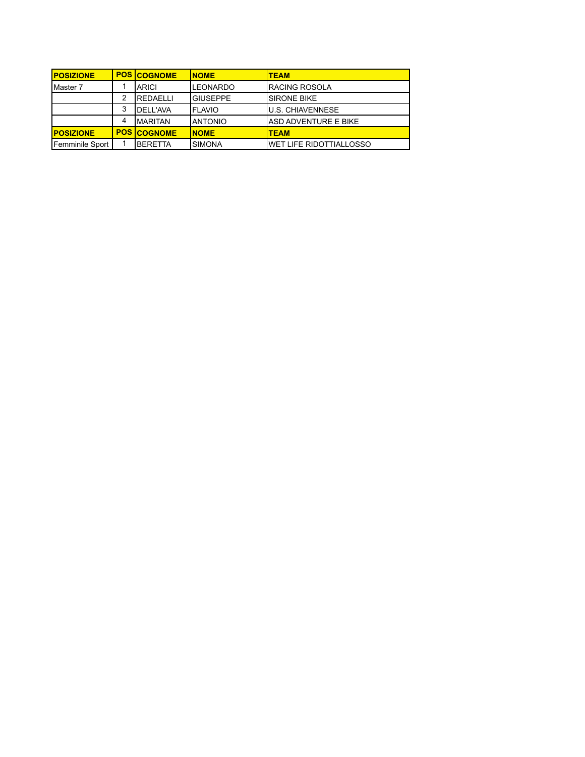| POSIZIONE | POS | COGNOME | NOME | TEAM |
|---|---|---|---|---|
| Master 7 | 1 | ARICI | LEONARDO | RACING ROSOLA |
| | 2 | REDAELLI | GIUSEPPE | SIRONE BIKE |
| | 3 | DELL'AVA | FLAVIO | U.S. CHIAVENNESE |
| | 4 | MARITAN | ANTONIO | ASD ADVENTURE E BIKE |
| **POSIZIONE** | **POS** | **COGNOME** | **NOME** | **TEAM** |
| Femminile Sport | 1 | BERETTA | SIMONA | WET LIFE RIDOTTIALLOSSO |